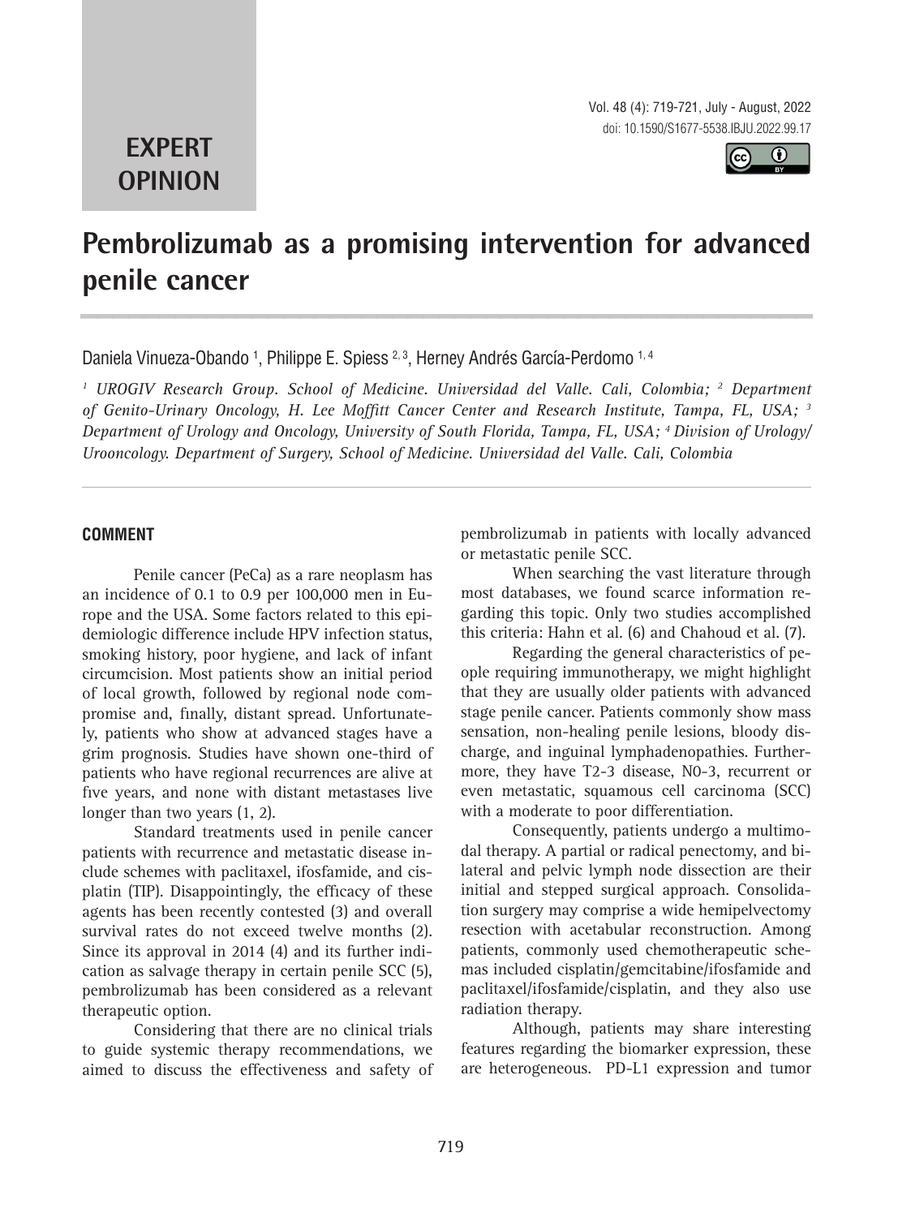**EXPERT OPINION**

# Pembrolizumab as a promising intervention for advanced penile cancer

Daniela Vinueza-Obando [1], Philippe E. Spiess [2, 3], Herney Andrés García-Perdomo [1, 4]

*[1] UROGIV Research Group. School of Medicine. Universidad del Valle. Cali, Colombia; [2] Department of Genito-Urinary Oncology, H. Lee Moffitt Cancer Center and Research Institute, Tampa, FL, USA; [3] Department of Urology and Oncology, University of South Florida, Tampa, FL, USA; [4] Division of Urology/ Urooncology. Department of Surgery, School of Medicine. Universidad del Valle. Cali, Colombia*

## COMMENT

Penile cancer (PeCa) as a rare neoplasm has an incidence of 0.1 to 0.9 per 100,000 men in Europe and the USA. Some factors related to this epidemiologic difference include HPV infection status, smoking history, poor hygiene, and lack of infant circumcision. Most patients show an initial period of local growth, followed by regional node compromise and, finally, distant spread. Unfortunately, patients who show at advanced stages have a grim prognosis. Studies have shown one-third of patients who have regional recurrences are alive at five years, and none with distant metastases live longer than two years (1, 2).

Standard treatments used in penile cancer patients with recurrence and metastatic disease include schemes with paclitaxel, ifosfamide, and cisplatin (TIP). Disappointingly, the efficacy of these agents has been recently contested (3) and overall survival rates do not exceed twelve months (2). Since its approval in 2014 (4) and its further indication as salvage therapy in certain penile SCC (5), pembrolizumab has been considered as a relevant therapeutic option.

Considering that there are no clinical trials to guide systemic therapy recommendations, we aimed to discuss the effectiveness and safety of pembrolizumab in patients with locally advanced or metastatic penile SCC.

When searching the vast literature through most databases, we found scarce information regarding this topic. Only two studies accomplished this criteria: Hahn et al. (6) and Chahoud et al. (7).

Regarding the general characteristics of people requiring immunotherapy, we might highlight that they are usually older patients with advanced stage penile cancer. Patients commonly show mass sensation, non-healing penile lesions, bloody discharge, and inguinal lymphadenopathies. Furthermore, they have T2-3 disease, N0-3, recurrent or even metastatic, squamous cell carcinoma (SCC) with a moderate to poor differentiation.

Consequently, patients undergo a multimodal therapy. A partial or radical penectomy, and bilateral and pelvic lymph node dissection are their initial and stepped surgical approach. Consolidation surgery may comprise a wide hemipelvectomy resection with acetabular reconstruction. Among patients, commonly used chemotherapeutic schemas included cisplatin/gemcitabine/ifosfamide and paclitaxel/ifosfamide/cisplatin, and they also use radiation therapy.

Although, patients may share interesting features regarding the biomarker expression, these are heterogeneous. PD-L1 expression and tumor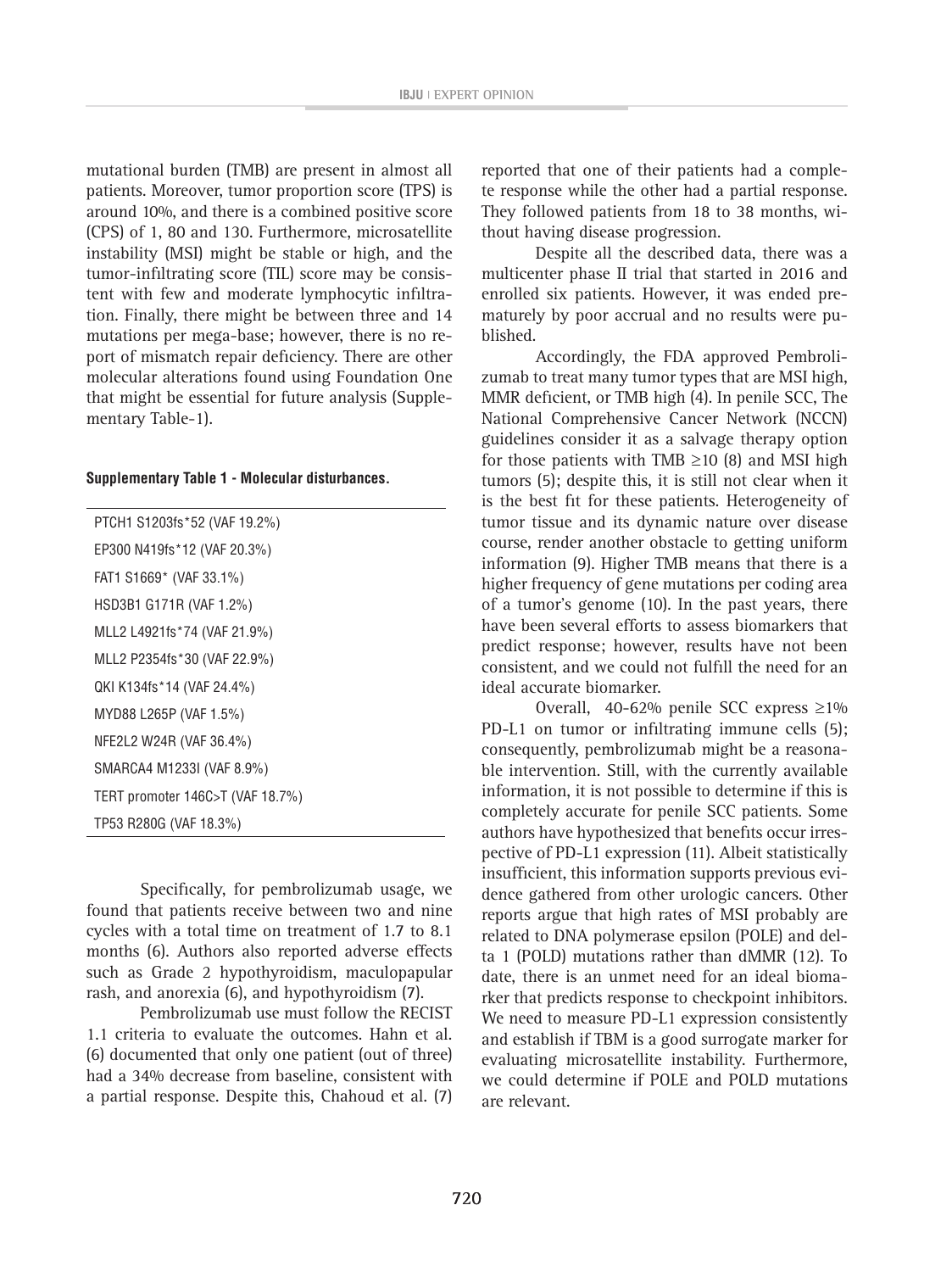mutational burden (TMB) are present in almost all patients. Moreover, tumor proportion score (TPS) is around 10%, and there is a combined positive score (CPS) of 1, 80 and 130. Furthermore, microsatellite instability (MSI) might be stable or high, and the tumor-infiltrating score (TIL) score may be consistent with few and moderate lymphocytic infiltration. Finally, there might be between three and 14 mutations per mega-base; however, there is no report of mismatch repair deficiency. There are other molecular alterations found using Foundation One that might be essential for future analysis (Supplementary Table-1).

**Supplementary Table 1 - Molecular disturbances.**

| |
|---|
| PTCH1 S1203fs*52 (VAF 19.2%) |
| EP300 N419fs*12 (VAF 20.3%) |
| FAT1 S1669* (VAF 33.1%) |
| HSD3B1 G171R (VAF 1.2%) |
| MLL2 L4921fs*74 (VAF 21.9%) |
| MLL2 P2354fs*30 (VAF 22.9%) |
| QKI K134fs*14 (VAF 24.4%) |
| MYD88 L265P (VAF 1.5%) |
| NFE2L2 W24R (VAF 36.4%) |
| SMARCA4 M1233I (VAF 8.9%) |
| TERT promoter 146C>T (VAF 18.7%) |
| TP53 R280G (VAF 18.3%) |

Specifically, for pembrolizumab usage, we found that patients receive between two and nine cycles with a total time on treatment of 1.7 to 8.1 months (6). Authors also reported adverse effects such as Grade 2 hypothyroidism, maculopapular rash, and anorexia (6), and hypothyroidism (7).

Pembrolizumab use must follow the RECIST 1.1 criteria to evaluate the outcomes. Hahn et al. (6) documented that only one patient (out of three) had a 34% decrease from baseline, consistent with a partial response. Despite this, Chahoud et al. (7) reported that one of their patients had a complete response while the other had a partial response. They followed patients from 18 to 38 months, without having disease progression.

Despite all the described data, there was a multicenter phase II trial that started in 2016 and enrolled six patients. However, it was ended prematurely by poor accrual and no results were published.

Accordingly, the FDA approved Pembrolizumab to treat many tumor types that are MSI high, MMR deficient, or TMB high (4). In penile SCC, The National Comprehensive Cancer Network (NCCN) guidelines consider it as a salvage therapy option for those patients with TMB ≥10 (8) and MSI high tumors (5); despite this, it is still not clear when it is the best fit for these patients. Heterogeneity of tumor tissue and its dynamic nature over disease course, render another obstacle to getting uniform information (9). Higher TMB means that there is a higher frequency of gene mutations per coding area of a tumor's genome (10). In the past years, there have been several efforts to assess biomarkers that predict response; however, results have not been consistent, and we could not fulfill the need for an ideal accurate biomarker.

Overall, 40-62% penile SCC express ≥1% PD-L1 on tumor or infiltrating immune cells (5); consequently, pembrolizumab might be a reasonable intervention. Still, with the currently available information, it is not possible to determine if this is completely accurate for penile SCC patients. Some authors have hypothesized that benefits occur irrespective of PD-L1 expression (11). Albeit statistically insufficient, this information supports previous evidence gathered from other urologic cancers. Other reports argue that high rates of MSI probably are related to DNA polymerase epsilon (POLE) and delta 1 (POLD) mutations rather than dMMR (12). To date, there is an unmet need for an ideal biomarker that predicts response to checkpoint inhibitors. We need to measure PD-L1 expression consistently and establish if TBM is a good surrogate marker for evaluating microsatellite instability. Furthermore, we could determine if POLE and POLD mutations are relevant.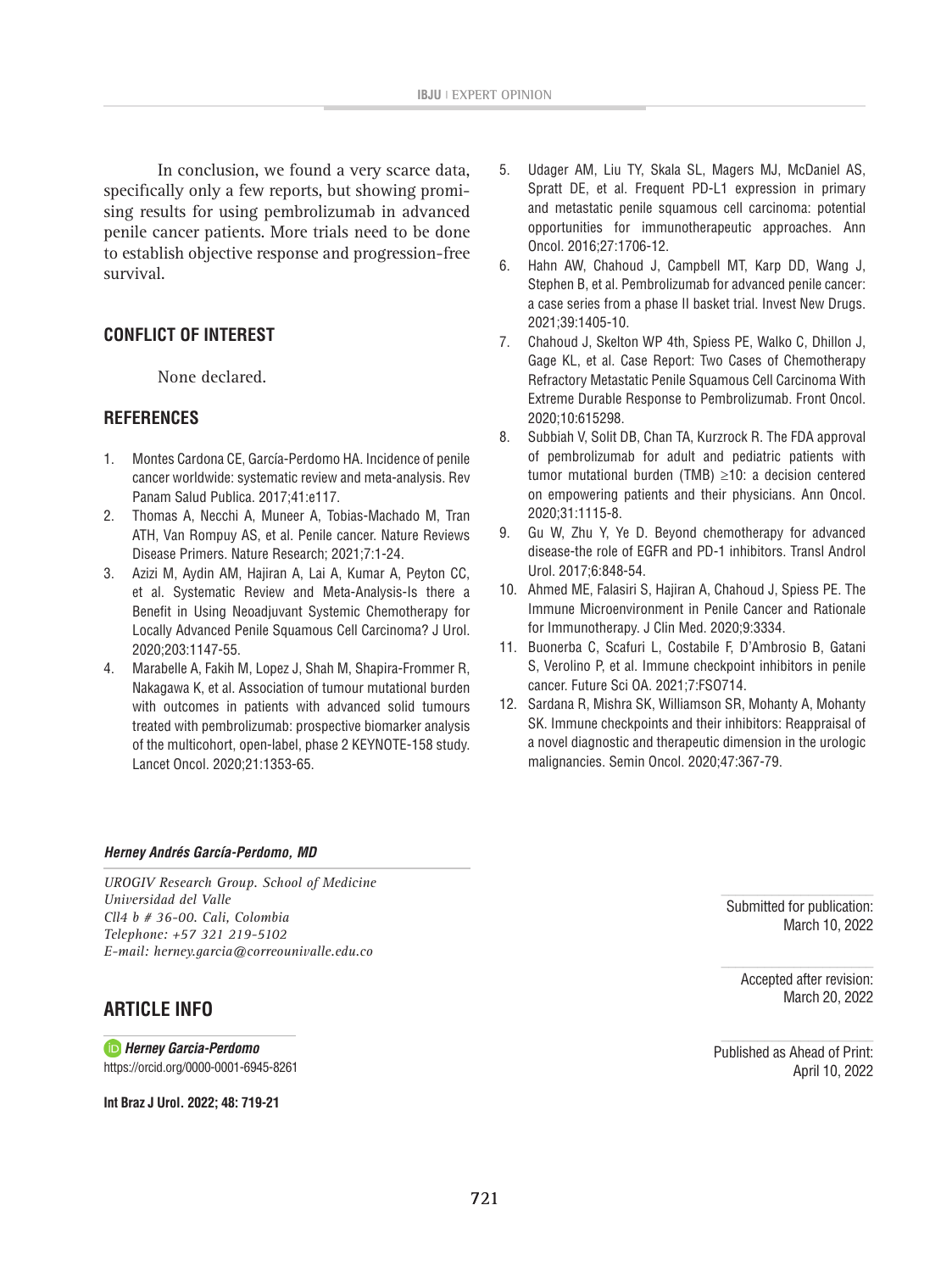In conclusion, we found a very scarce data, specifically only a few reports, but showing promising results for using pembrolizumab in advanced penile cancer patients. More trials need to be done to establish objective response and progression-free survival.

## CONFLICT OF INTEREST

None declared.

## REFERENCES

1. Montes Cardona CE, García-Perdomo HA. Incidence of penile cancer worldwide: systematic review and meta-analysis. Rev Panam Salud Publica. 2017;41:e117.
2. Thomas A, Necchi A, Muneer A, Tobias-Machado M, Tran ATH, Van Rompuy AS, et al. Penile cancer. Nature Reviews Disease Primers. Nature Research; 2021;7:1-24.
3. Azizi M, Aydin AM, Hajiran A, Lai A, Kumar A, Peyton CC, et al. Systematic Review and Meta-Analysis-Is there a Benefit in Using Neoadjuvant Systemic Chemotherapy for Locally Advanced Penile Squamous Cell Carcinoma? J Urol. 2020;203:1147-55.
4. Marabelle A, Fakih M, Lopez J, Shah M, Shapira-Frommer R, Nakagawa K, et al. Association of tumour mutational burden with outcomes in patients with advanced solid tumours treated with pembrolizumab: prospective biomarker analysis of the multicohort, open-label, phase 2 KEYNOTE-158 study. Lancet Oncol. 2020;21:1353-65.
5. Udager AM, Liu TY, Skala SL, Magers MJ, McDaniel AS, Spratt DE, et al. Frequent PD-L1 expression in primary and metastatic penile squamous cell carcinoma: potential opportunities for immunotherapeutic approaches. Ann Oncol. 2016;27:1706-12.
6. Hahn AW, Chahoud J, Campbell MT, Karp DD, Wang J, Stephen B, et al. Pembrolizumab for advanced penile cancer: a case series from a phase II basket trial. Invest New Drugs. 2021;39:1405-10.
7. Chahoud J, Skelton WP 4th, Spiess PE, Walko C, Dhillon J, Gage KL, et al. Case Report: Two Cases of Chemotherapy Refractory Metastatic Penile Squamous Cell Carcinoma With Extreme Durable Response to Pembrolizumab. Front Oncol. 2020;10:615298.
8. Subbiah V, Solit DB, Chan TA, Kurzrock R. The FDA approval of pembrolizumab for adult and pediatric patients with tumor mutational burden (TMB) ≥10: a decision centered on empowering patients and their physicians. Ann Oncol. 2020;31:1115-8.
9. Gu W, Zhu Y, Ye D. Beyond chemotherapy for advanced disease-the role of EGFR and PD-1 inhibitors. Transl Androl Urol. 2017;6:848-54.
10. Ahmed ME, Falasiri S, Hajiran A, Chahoud J, Spiess PE. The Immune Microenvironment in Penile Cancer and Rationale for Immunotherapy. J Clin Med. 2020;9:3334.
11. Buonerba C, Scafuri L, Costabile F, D'Ambrosio B, Gatani S, Verolino P, et al. Immune checkpoint inhibitors in penile cancer. Future Sci OA. 2021;7:FSO714.
12. Sardana R, Mishra SK, Williamson SR, Mohanty A, Mohanty SK. Immune checkpoints and their inhibitors: Reappraisal of a novel diagnostic and therapeutic dimension in the urologic malignancies. Semin Oncol. 2020;47:367-79.

***Herney Andrés García-Perdomo, MD***

*UROGIV Research Group. School of Medicine*
*Universidad del Valle*
*Cll4 b # 36-00. Cali, Colombia*
*Telephone: +57 321 219-5102*
*E-mail: herney.garcia@correounivalle.edu.co*

## ARTICLE INFO

***Herney Garcia-Perdomo***
https://orcid.org/0000-0001-6945-8261

**Int Braz J Urol. 2022; 48: 719-21**

Submitted for publication:
March 10, 2022

Accepted after revision:
March 20, 2022

Published as Ahead of Print:
April 10, 2022